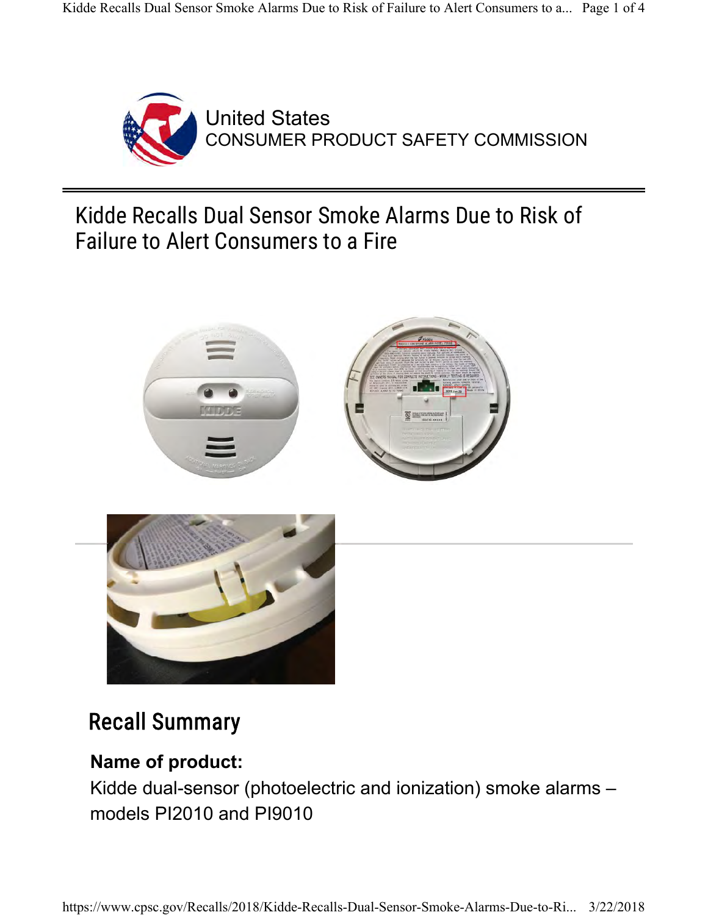United States
CONSUMER PRODUCT SAFETY COMMISSION

# Kidde Recalls Dual Sensor Smoke Alarms Due to Risk of Failure to Alert Consumers to a Fire

## Recall Summary

**Name of product:**

Kidde dual-sensor (photoelectric and ionization) smoke alarms – models PI2010 and PI9010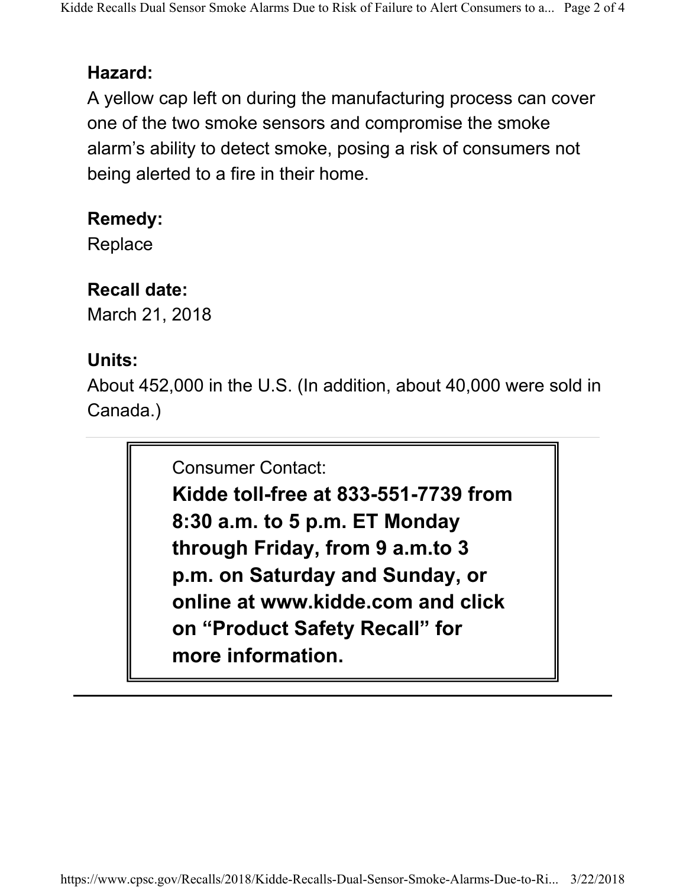**Hazard:**

A yellow cap left on during the manufacturing process can cover one of the two smoke sensors and compromise the smoke alarm's ability to detect smoke, posing a risk of consumers not being alerted to a fire in their home.

**Remedy:**

Replace

**Recall date:**

March 21, 2018

**Units:**

About 452,000 in the U.S. (In addition, about 40,000 were sold in Canada.)

---

Consumer Contact:

**Kidde toll-free at 833-551-7739 from 8:30 a.m. to 5 p.m. ET Monday through Friday, from 9 a.m.to 3 p.m. on Saturday and Sunday, or online at www.kidde.com and click on "Product Safety Recall" for more information.**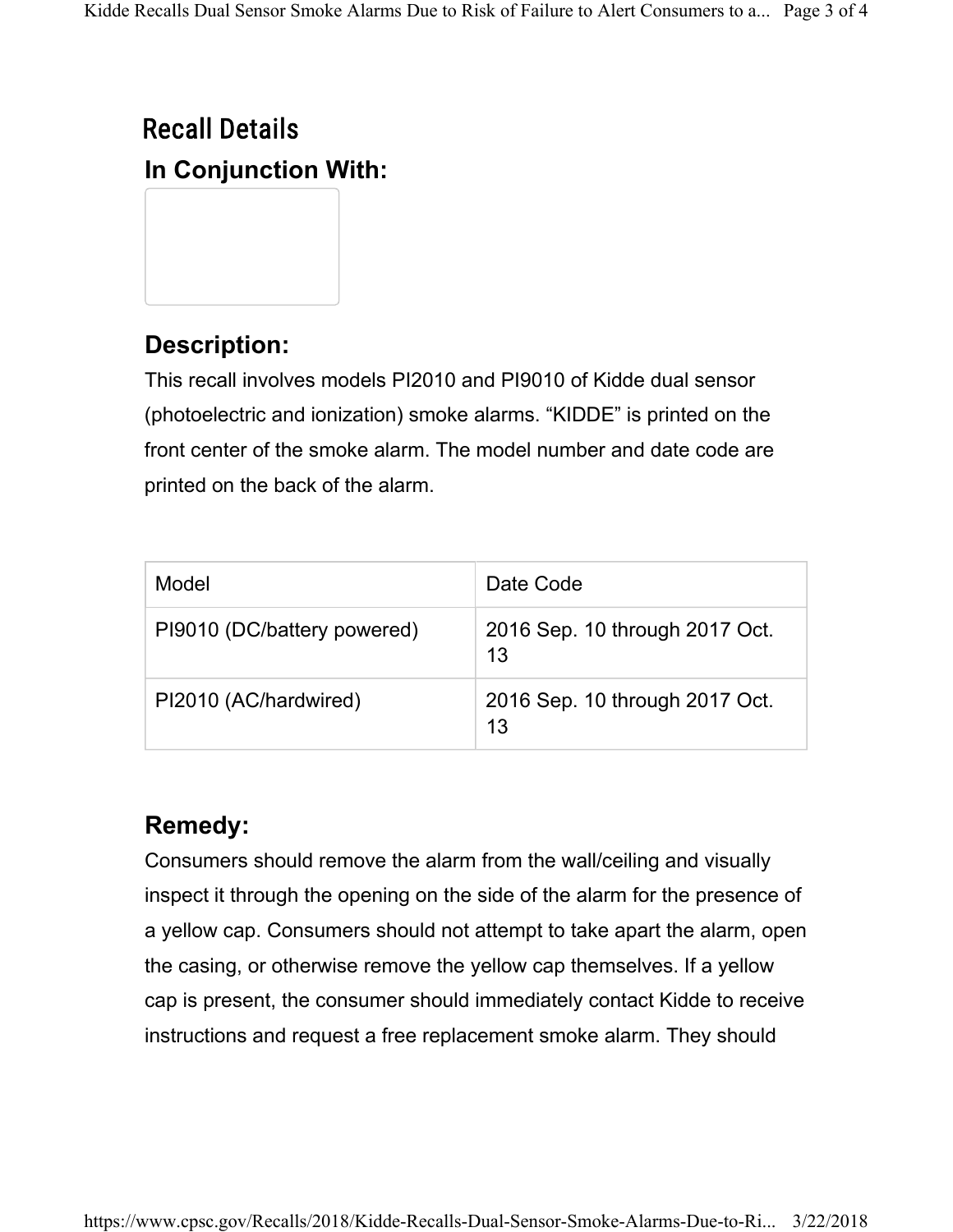## Recall Details

### In Conjunction With:

### Description:

This recall involves models PI2010 and PI9010 of Kidde dual sensor (photoelectric and ionization) smoke alarms. “KIDDE” is printed on the front center of the smoke alarm. The model number and date code are printed on the back of the alarm.

| Model | Date Code |
|---|---|
| PI9010 (DC/battery powered) | 2016 Sep. 10 through 2017 Oct. 13 |
| PI2010 (AC/hardwired) | 2016 Sep. 10 through 2017 Oct. 13 |

### Remedy:

Consumers should remove the alarm from the wall/ceiling and visually inspect it through the opening on the side of the alarm for the presence of a yellow cap. Consumers should not attempt to take apart the alarm, open the casing, or otherwise remove the yellow cap themselves. If a yellow cap is present, the consumer should immediately contact Kidde to receive instructions and request a free replacement smoke alarm. They should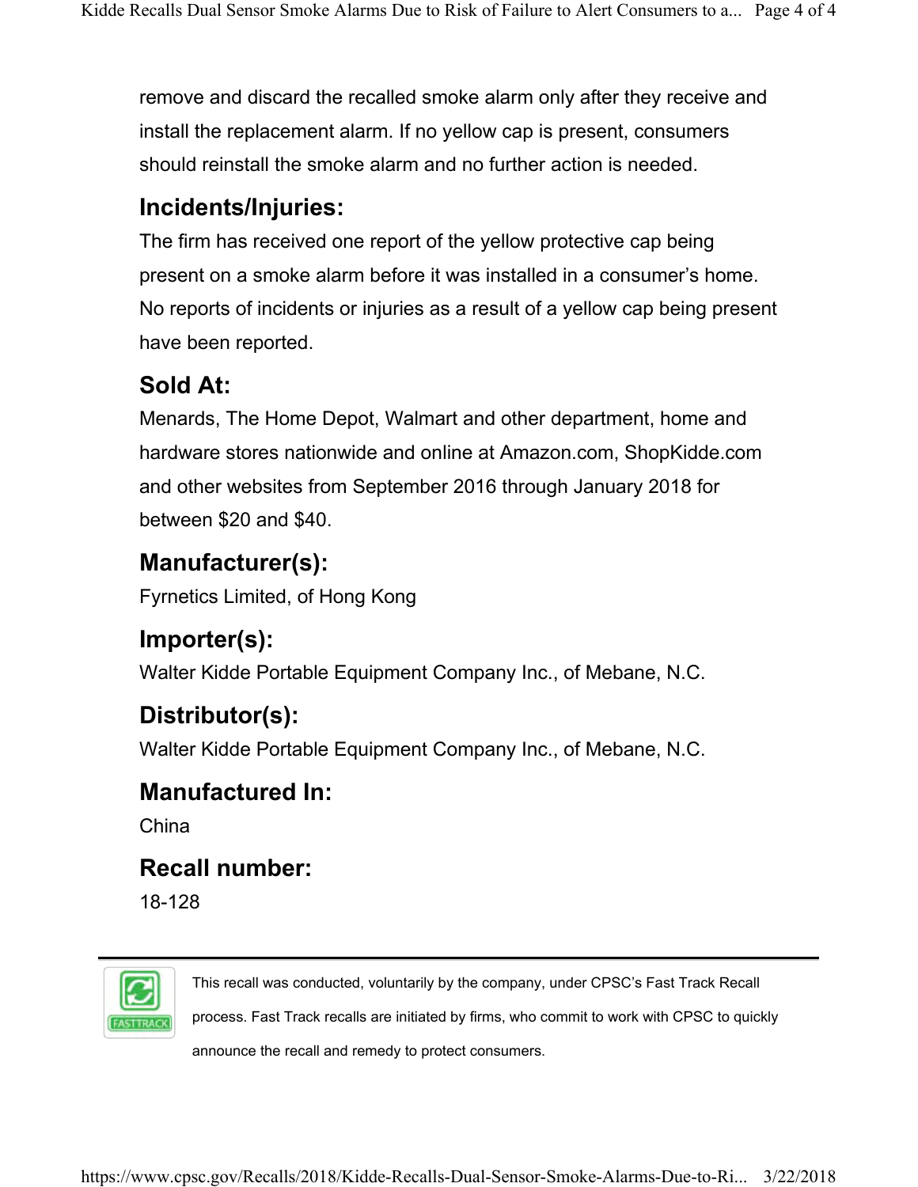remove and discard the recalled smoke alarm only after they receive and install the replacement alarm. If no yellow cap is present, consumers should reinstall the smoke alarm and no further action is needed.

## Incidents/Injuries:

The firm has received one report of the yellow protective cap being present on a smoke alarm before it was installed in a consumer's home. No reports of incidents or injuries as a result of a yellow cap being present have been reported.

## Sold At:

Menards, The Home Depot, Walmart and other department, home and hardware stores nationwide and online at Amazon.com, ShopKidde.com and other websites from September 2016 through January 2018 for between $20 and $40.

## Manufacturer(s):

Fyrnetics Limited, of Hong Kong

## Importer(s):

Walter Kidde Portable Equipment Company Inc., of Mebane, N.C.

## Distributor(s):

Walter Kidde Portable Equipment Company Inc., of Mebane, N.C.

## Manufactured In:

China

## Recall number:

18-128

---

FASTTRACK

This recall was conducted, voluntarily by the company, under CPSC's Fast Track Recall process. Fast Track recalls are initiated by firms, who commit to work with CPSC to quickly announce the recall and remedy to protect consumers.